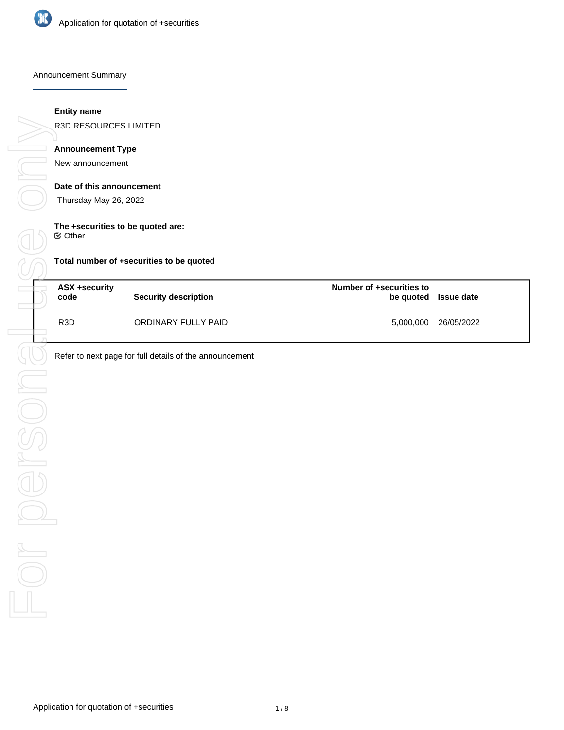## Announcement Summary

**Entity name**

R3D RESOURCES LIMITED

**Announcement Type**

New announcement

**Date of this announcement**

Thursday May 26, 2022

**The +securities to be quoted are:**

☑ Other

**Total number of +securities to be quoted**

| ASX +security code | Security description | Number of +securities to be quoted | Issue date |
|---|---|---|---|
| R3D | ORDINARY FULLY PAID | 5,000,000 | 26/05/2022 |

Refer to next page for full details of the announcement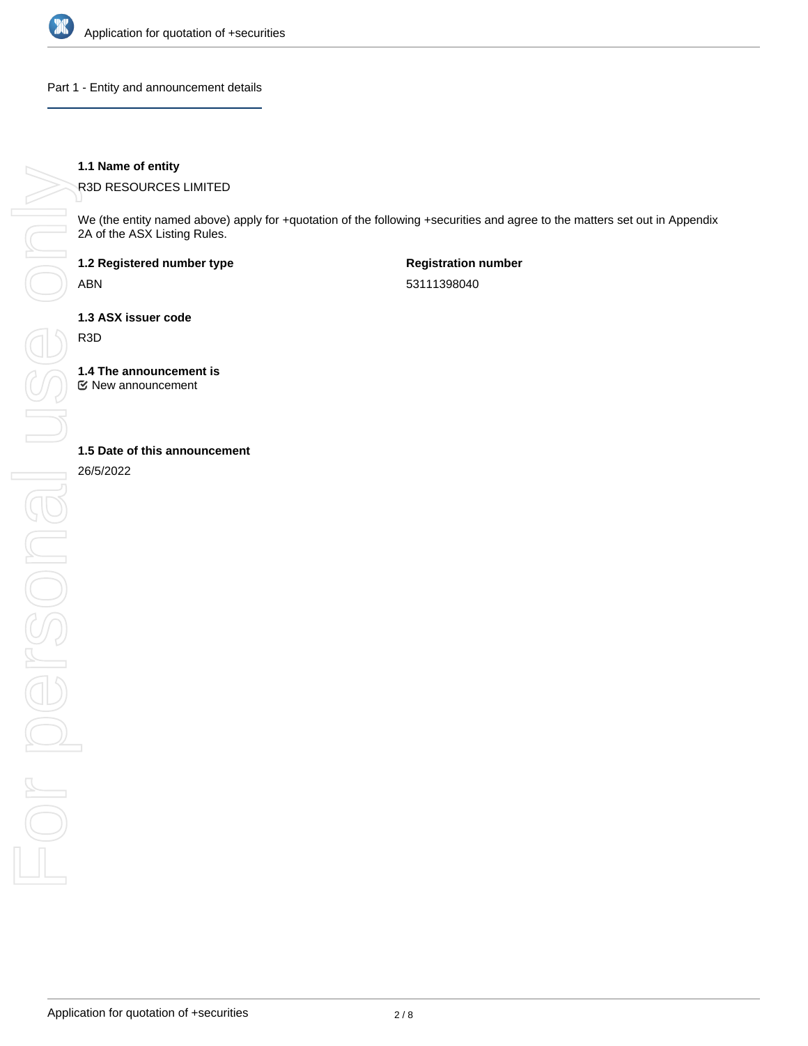## Part 1 - Entity and announcement details

**1.1 Name of entity**

R3D RESOURCES LIMITED

We (the entity named above) apply for +quotation of the following +securities and agree to the matters set out in Appendix 2A of the ASX Listing Rules.

**1.2 Registered number type**

ABN

**Registration number**

53111398040

**1.3 ASX issuer code**

R3D

**1.4 The announcement is**

☑ New announcement

**1.5 Date of this announcement**

26/5/2022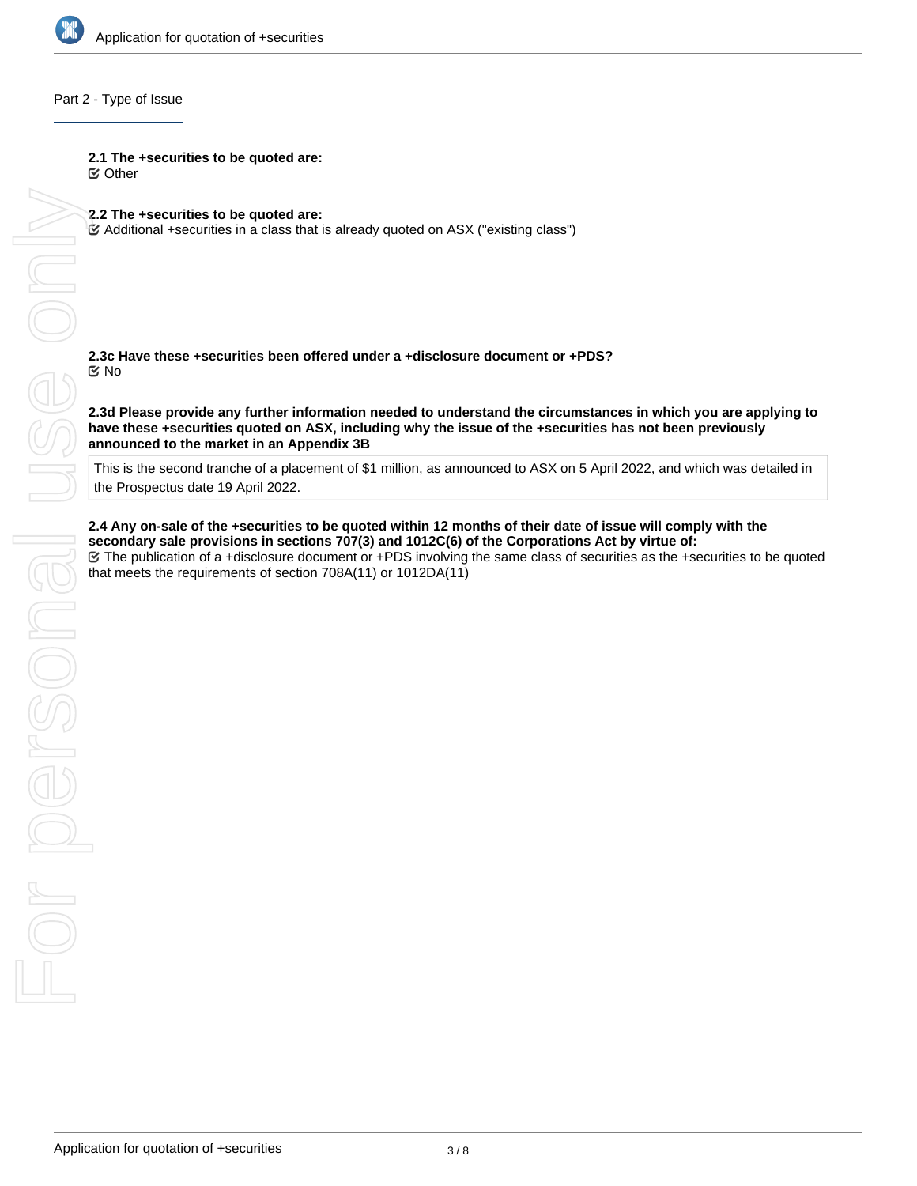## Part 2 - Type of Issue

**2.1 The +securities to be quoted are:**
☑ Other

**2.2 The +securities to be quoted are:**
☑ Additional +securities in a class that is already quoted on ASX ("existing class")

**2.3c Have these +securities been offered under a +disclosure document or +PDS?**
☑ No

**2.3d Please provide any further information needed to understand the circumstances in which you are applying to have these +securities quoted on ASX, including why the issue of the +securities has not been previously announced to the market in an Appendix 3B**

This is the second tranche of a placement of $1 million, as announced to ASX on 5 April 2022, and which was detailed in the Prospectus date 19 April 2022.

**2.4 Any on-sale of the +securities to be quoted within 12 months of their date of issue will comply with the secondary sale provisions in sections 707(3) and 1012C(6) of the Corporations Act by virtue of:**
☑ The publication of a +disclosure document or +PDS involving the same class of securities as the +securities to be quoted that meets the requirements of section 708A(11) or 1012DA(11)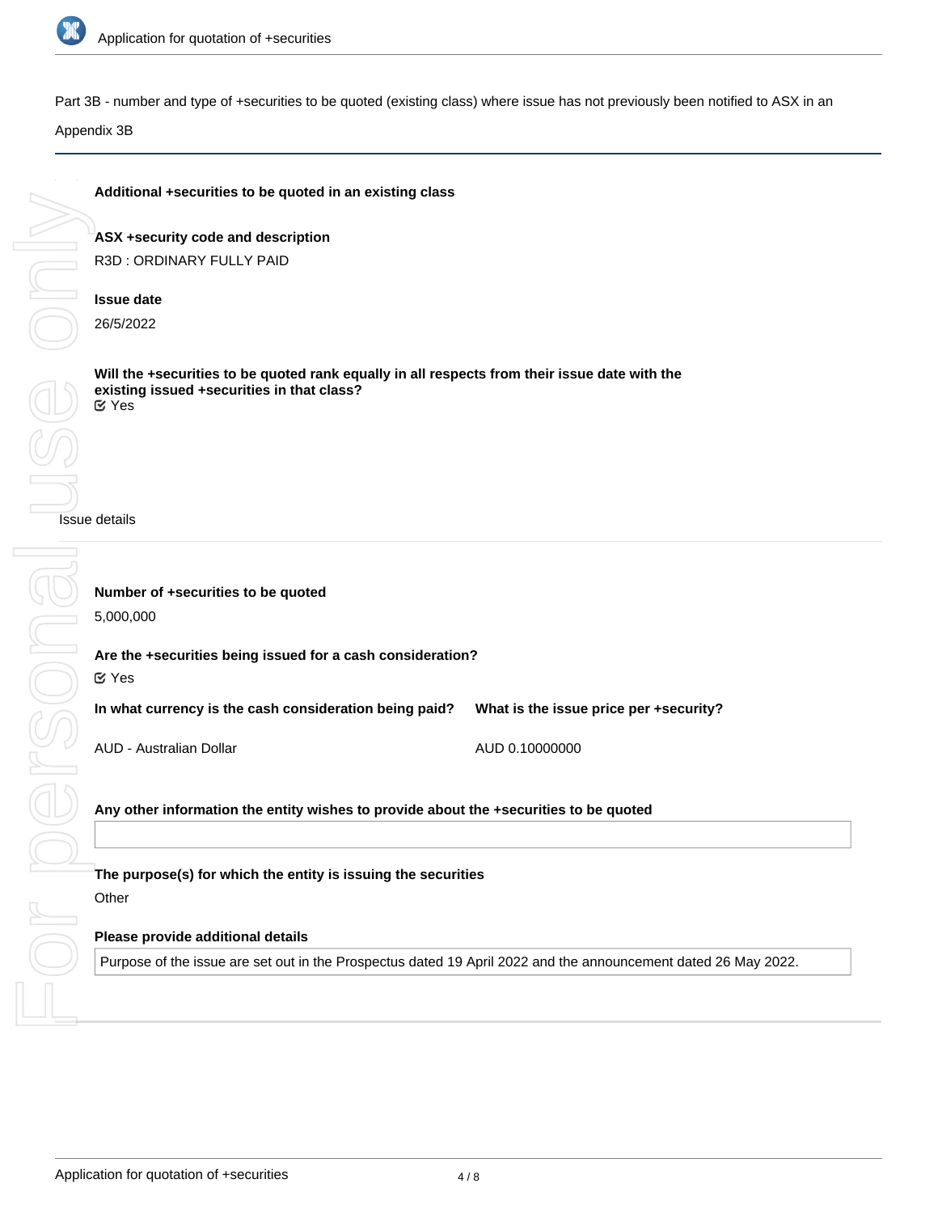Part 3B - number and type of +securities to be quoted (existing class) where issue has not previously been notified to ASX in an Appendix 3B

**Additional +securities to be quoted in an existing class**

**ASX +security code and description**

R3D : ORDINARY FULLY PAID

**Issue date**

26/5/2022

**Will the +securities to be quoted rank equally in all respects from their issue date with the existing issued +securities in that class?**

Yes

Issue details

**Number of +securities to be quoted**

5,000,000

**Are the +securities being issued for a cash consideration?**

Yes

**In what currency is the cash consideration being paid?**

AUD - Australian Dollar

**What is the issue price per +security?**

AUD 0.10000000

**Any other information the entity wishes to provide about the +securities to be quoted**

**The purpose(s) for which the entity is issuing the securities**

Other

**Please provide additional details**

Purpose of the issue are set out in the Prospectus dated 19 April 2022 and the announcement dated 26 May 2022.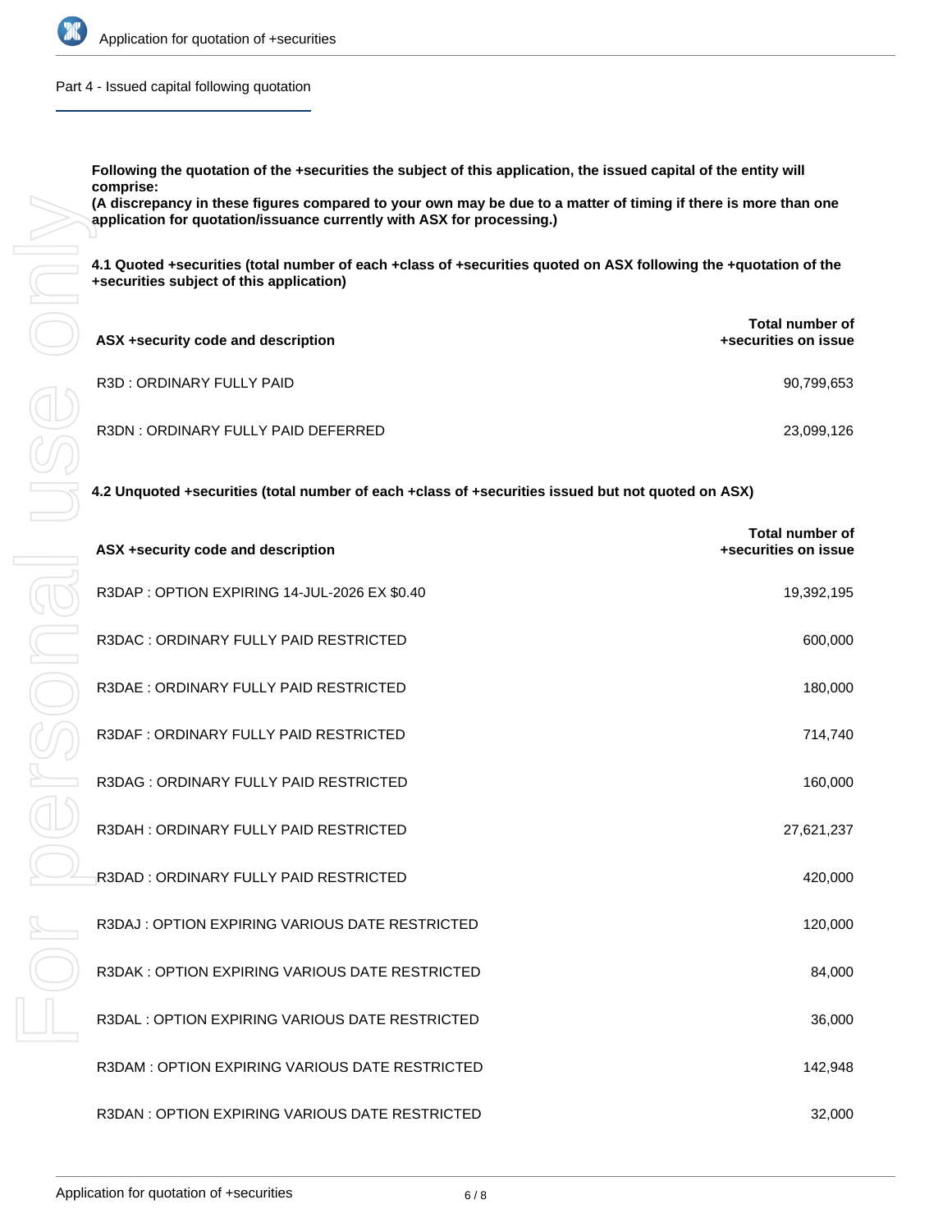## Part 4 - Issued capital following quotation

**Following the quotation of the +securities the subject of this application, the issued capital of the entity will comprise:**
**(A discrepancy in these figures compared to your own may be due to a matter of timing if there is more than one application for quotation/issuance currently with ASX for processing.)**

**4.1 Quoted +securities (total number of each +class of +securities quoted on ASX following the +quotation of the +securities subject of this application)**

| ASX +security code and description | Total number of +securities on issue |
|---|---|
| R3D : ORDINARY FULLY PAID | 90,799,653 |
| R3DN : ORDINARY FULLY PAID DEFERRED | 23,099,126 |

**4.2 Unquoted +securities (total number of each +class of +securities issued but not quoted on ASX)**

| ASX +security code and description | Total number of +securities on issue |
|---|---|
| R3DAP : OPTION EXPIRING 14-JUL-2026 EX $0.40 | 19,392,195 |
| R3DAC : ORDINARY FULLY PAID RESTRICTED | 600,000 |
| R3DAE : ORDINARY FULLY PAID RESTRICTED | 180,000 |
| R3DAF : ORDINARY FULLY PAID RESTRICTED | 714,740 |
| R3DAG : ORDINARY FULLY PAID RESTRICTED | 160,000 |
| R3DAH : ORDINARY FULLY PAID RESTRICTED | 27,621,237 |
| R3DAD : ORDINARY FULLY PAID RESTRICTED | 420,000 |
| R3DAJ : OPTION EXPIRING VARIOUS DATE RESTRICTED | 120,000 |
| R3DAK : OPTION EXPIRING VARIOUS DATE RESTRICTED | 84,000 |
| R3DAL : OPTION EXPIRING VARIOUS DATE RESTRICTED | 36,000 |
| R3DAM : OPTION EXPIRING VARIOUS DATE RESTRICTED | 142,948 |
| R3DAN : OPTION EXPIRING VARIOUS DATE RESTRICTED | 32,000 |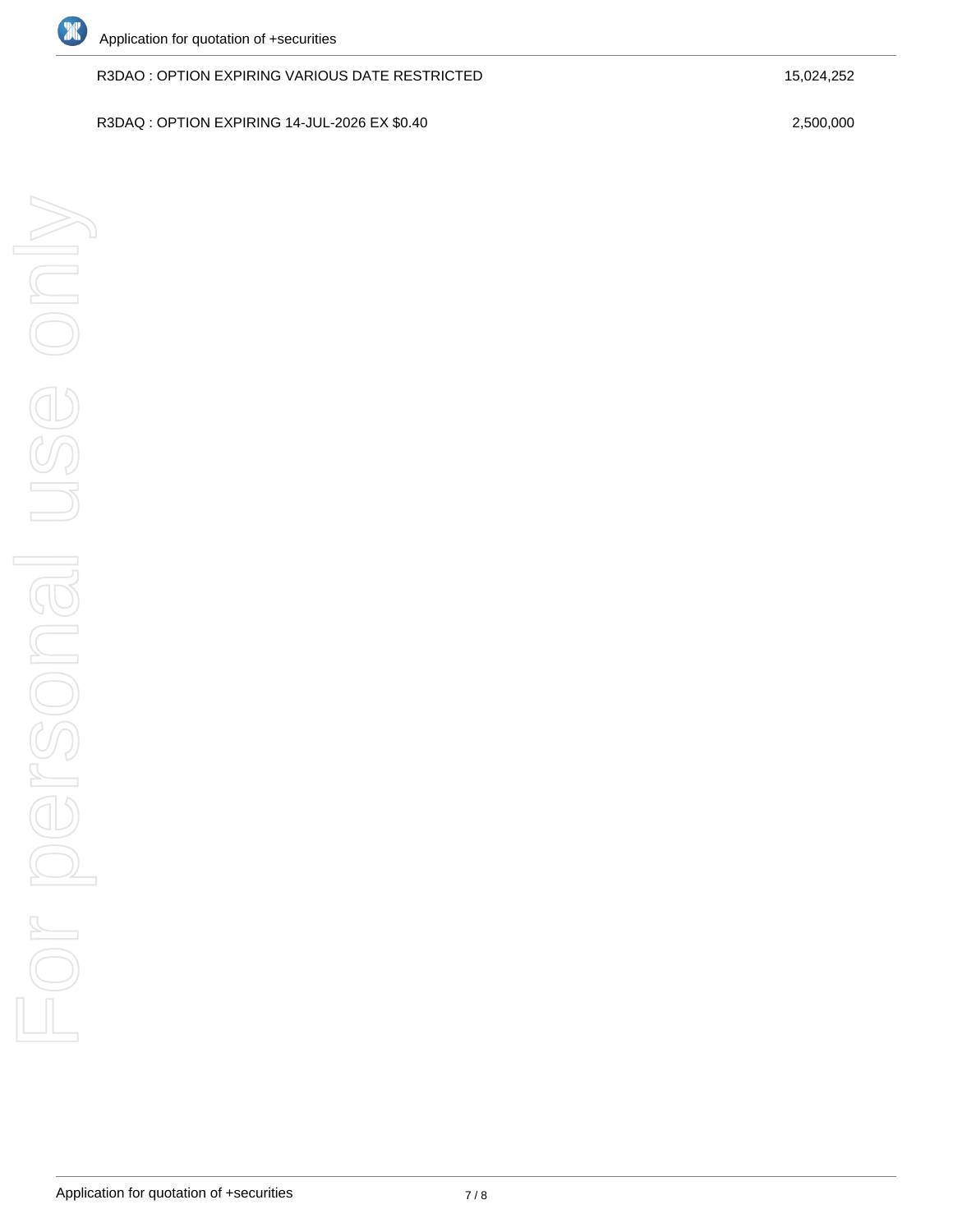| | |
|---|---|
| R3DAO : OPTION EXPIRING VARIOUS DATE RESTRICTED | 15,024,252 |
| R3DAQ : OPTION EXPIRING 14-JUL-2026 EX $0.40 | 2,500,000 |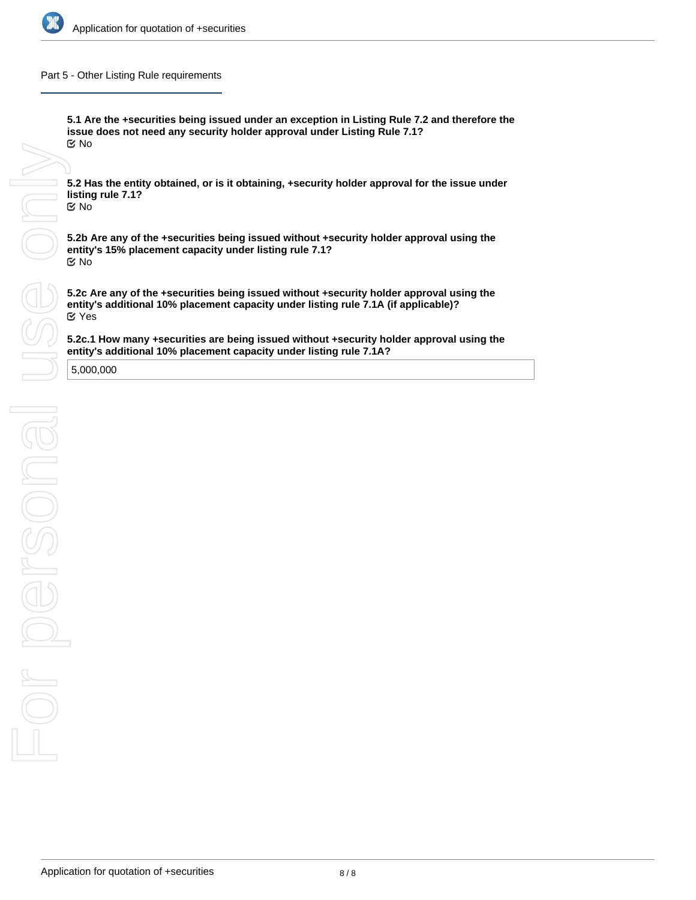## Part 5 - Other Listing Rule requirements

**5.1 Are the +securities being issued under an exception in Listing Rule 7.2 and therefore the issue does not need any security holder approval under Listing Rule 7.1?**

No

**5.2 Has the entity obtained, or is it obtaining, +security holder approval for the issue under listing rule 7.1?**

No

**5.2b Are any of the +securities being issued without +security holder approval using the entity's 15% placement capacity under listing rule 7.1?**

No

**5.2c Are any of the +securities being issued without +security holder approval using the entity's additional 10% placement capacity under listing rule 7.1A (if applicable)?**

Yes

**5.2c.1 How many +securities are being issued without +security holder approval using the entity's additional 10% placement capacity under listing rule 7.1A?**

5,000,000